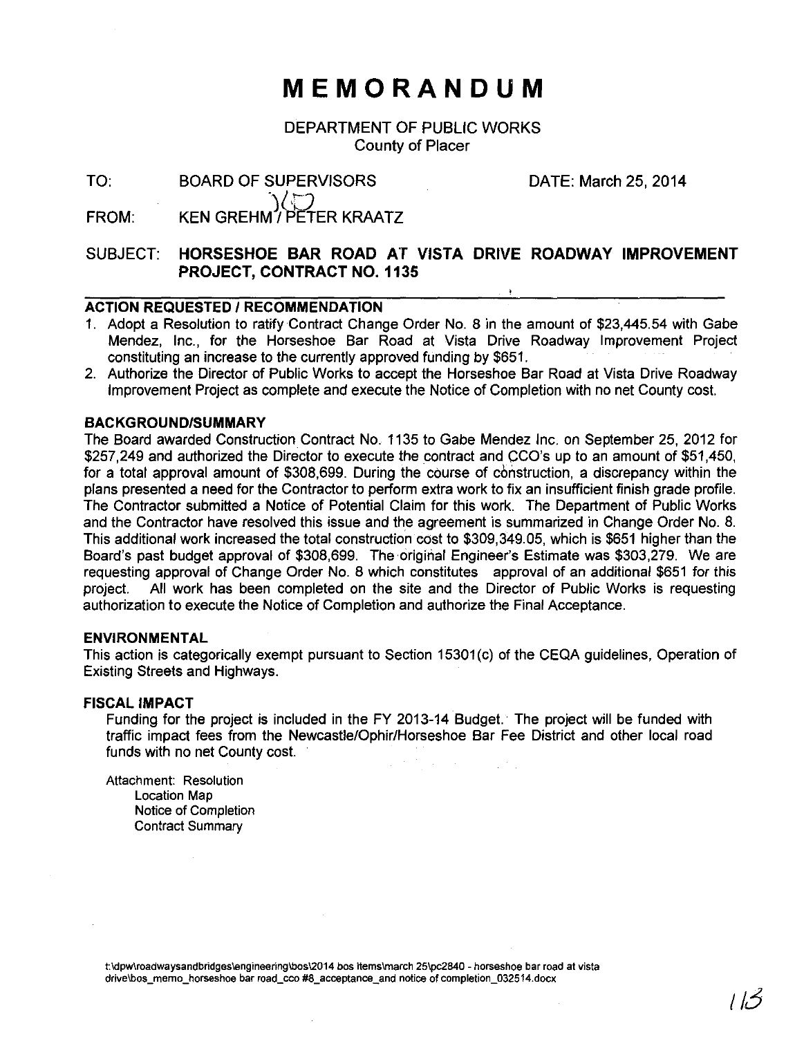# MEMORANDUM

DEPARTMENT OF PUBLIC WORKS
County of Placer

TO: BOARD OF SUPERVISORS DATE: March 25, 2014

FROM: KEN GREHM / PETER KRAATZ

SUBJECT: **HORSESHOE BAR ROAD AT VISTA DRIVE ROADWAY IMPROVEMENT PROJECT, CONTRACT NO. 1135**

## ACTION REQUESTED / RECOMMENDATION

1. Adopt a Resolution to ratify Contract Change Order No. 8 in the amount of $23,445.54 with Gabe Mendez, Inc., for the Horseshoe Bar Road at Vista Drive Roadway Improvement Project constituting an increase to the currently approved funding by $651.
2. Authorize the Director of Public Works to accept the Horseshoe Bar Road at Vista Drive Roadway Improvement Project as complete and execute the Notice of Completion with no net County cost.

## BACKGROUND/SUMMARY

The Board awarded Construction Contract No. 1135 to Gabe Mendez Inc. on September 25, 2012 for $257,249 and authorized the Director to execute the contract and CCO's up to an amount of $51,450, for a total approval amount of $308,699. During the course of construction, a discrepancy within the plans presented a need for the Contractor to perform extra work to fix an insufficient finish grade profile. The Contractor submitted a Notice of Potential Claim for this work. The Department of Public Works and the Contractor have resolved this issue and the agreement is summarized in Change Order No. 8. This additional work increased the total construction cost to $309,349.05, which is $651 higher than the Board's past budget approval of $308,699. The original Engineer's Estimate was $303,279. We are requesting approval of Change Order No. 8 which constitutes approval of an additional $651 for this project. All work has been completed on the site and the Director of Public Works is requesting authorization to execute the Notice of Completion and authorize the Final Acceptance.

## ENVIRONMENTAL

This action is categorically exempt pursuant to Section 15301(c) of the CEQA guidelines, Operation of Existing Streets and Highways.

## FISCAL IMPACT

Funding for the project is included in the FY 2013-14 Budget. The project will be funded with traffic impact fees from the Newcastle/Ophir/Horseshoe Bar Fee District and other local road funds with no net County cost.

Attachment: Resolution
Location Map
Notice of Completion
Contract Summary

t:\dpw\roadwaysandbridges\engineering\bos\2014 bos items\march 25\pc2840 - horseshoe bar road at vista drive\bos_memo_horseshoe bar road_cco #8_acceptance_and notice of completion_032514.docx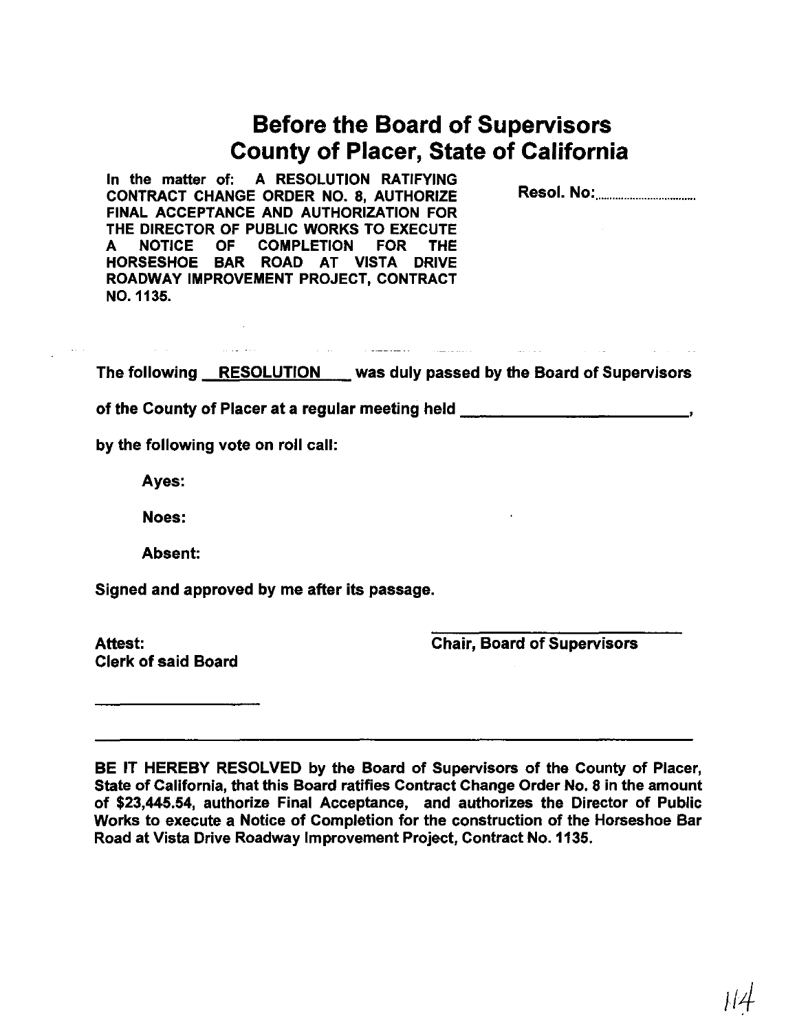# Before the Board of Supervisors County of Placer, State of California

**In the matter of: A RESOLUTION RATIFYING CONTRACT CHANGE ORDER NO. 8, AUTHORIZE FINAL ACCEPTANCE AND AUTHORIZATION FOR THE DIRECTOR OF PUBLIC WORKS TO EXECUTE A NOTICE OF COMPLETION FOR THE HORSESHOE BAR ROAD AT VISTA DRIVE ROADWAY IMPROVEMENT PROJECT, CONTRACT NO. 1135.**

**Resol. No:..................................**

**The following RESOLUTION was duly passed by the Board of Supervisors of the County of Placer at a regular meeting held \_\_\_\_\_\_\_\_\_\_\_\_\_\_\_\_\_\_\_\_\_\_\_\_,**

**by the following vote on roll call:**

**Ayes:**

**Noes:**

**Absent:**

**Signed and approved by me after its passage.**

**Attest:**
**Clerk of said Board**

\_\_\_\_\_\_\_\_\_\_\_\_\_\_\_\_\_\_\_\_

\_\_\_\_\_\_\_\_\_\_\_\_\_\_\_\_\_\_\_\_\_\_\_\_\_\_\_\_
**Chair, Board of Supervisors**

**BE IT HEREBY RESOLVED by the Board of Supervisors of the County of Placer, State of California, that this Board ratifies Contract Change Order No. 8 in the amount of $23,445.54, authorize Final Acceptance, and authorizes the Director of Public Works to execute a Notice of Completion for the construction of the Horseshoe Bar Road at Vista Drive Roadway Improvement Project, Contract No. 1135.**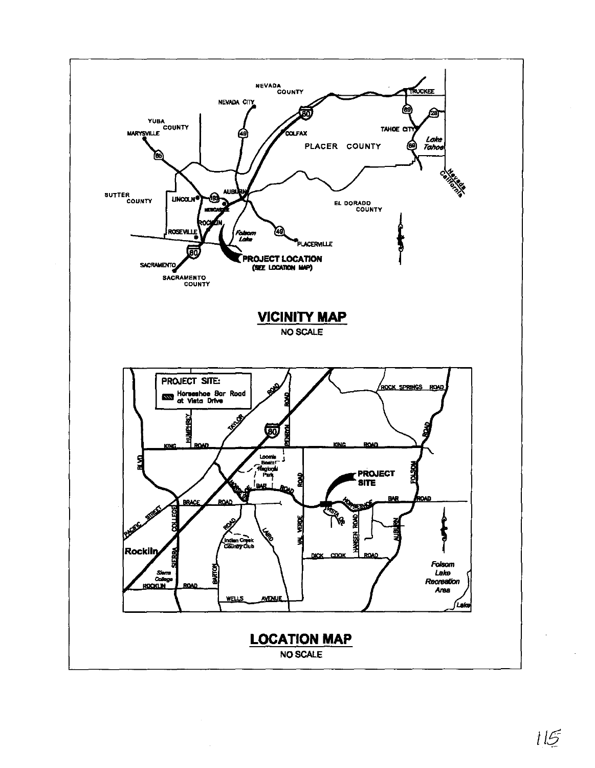## VICINITY MAP

NO SCALE

## LOCATION MAP

NO SCALE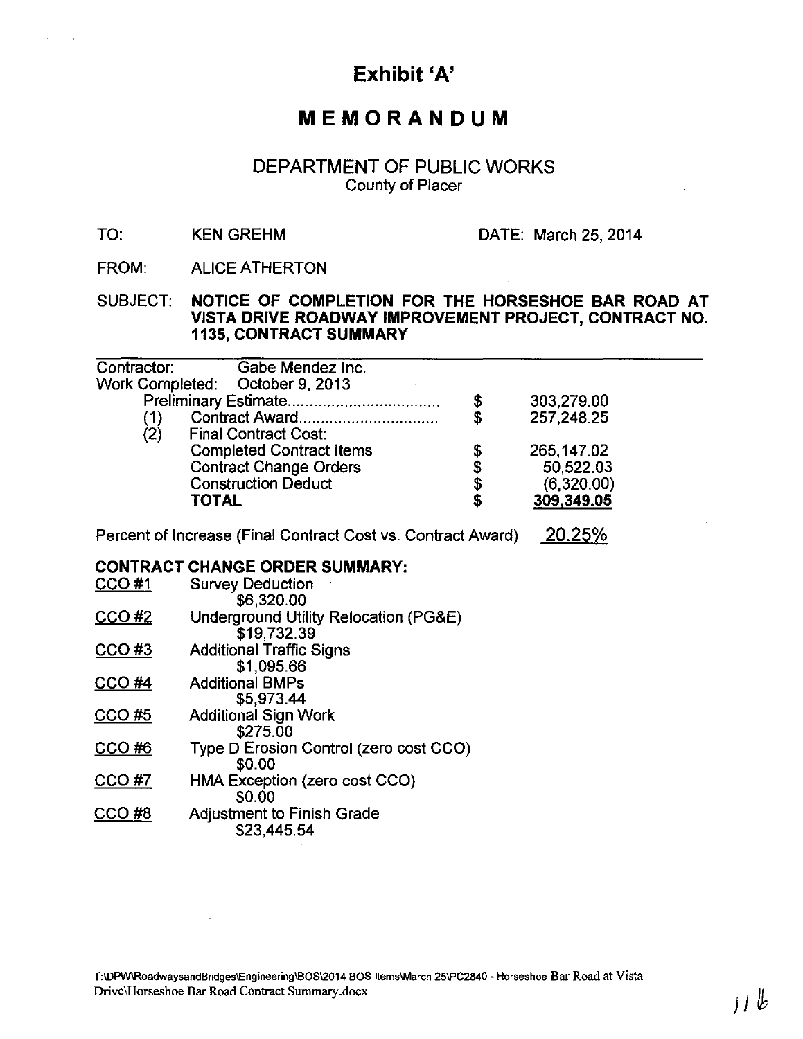# Exhibit 'A'

# MEMORANDUM

## DEPARTMENT OF PUBLIC WORKS

County of Placer

TO: KEN GREHM DATE: March 25, 2014

FROM: ALICE ATHERTON

SUBJECT: **NOTICE OF COMPLETION FOR THE HORSESHOE BAR ROAD AT VISTA DRIVE ROADWAY IMPROVEMENT PROJECT, CONTRACT NO. 1135, CONTRACT SUMMARY**

| | | | |
|---|---|---|---|
| Contractor: | Gabe Mendez Inc. | | |
| Work Completed: | October 9, 2013 | | |
| | Preliminary Estimate.................................. | $ | 303,279.00 |
| (1) | Contract Award................................ | $ | 257,248.25 |
| (2) | Final Contract Cost: | | |
| | Completed Contract Items | $ | 265,147.02 |
| | Contract Change Orders | $ | 50,522.03 |
| | Construction Deduct | $ | (6,320.00) |
| | **TOTAL** | **$** | **309,349.05** |

Percent of Increase (Final Contract Cost vs. Contract Award) 20.25%

**CONTRACT CHANGE ORDER SUMMARY:**

CCO #1 Survey Deduction
$6,320.00

CCO #2 Underground Utility Relocation (PG&E)
$19,732.39

CCO #3 Additional Traffic Signs
$1,095.66

CCO #4 Additional BMPs
$5,973.44

CCO #5 Additional Sign Work
$275.00

CCO #6 Type D Erosion Control (zero cost CCO)
$0.00

CCO #7 HMA Exception (zero cost CCO)
$0.00

CCO #8 Adjustment to Finish Grade
$23,445.54

T:\DPW\RoadwaysandBridges\Engineering\BOS\2014 BOS Items\March 25\PC2840 - Horseshoe Bar Road at Vista Drive\Horseshoe Bar Road Contract Summary.docx